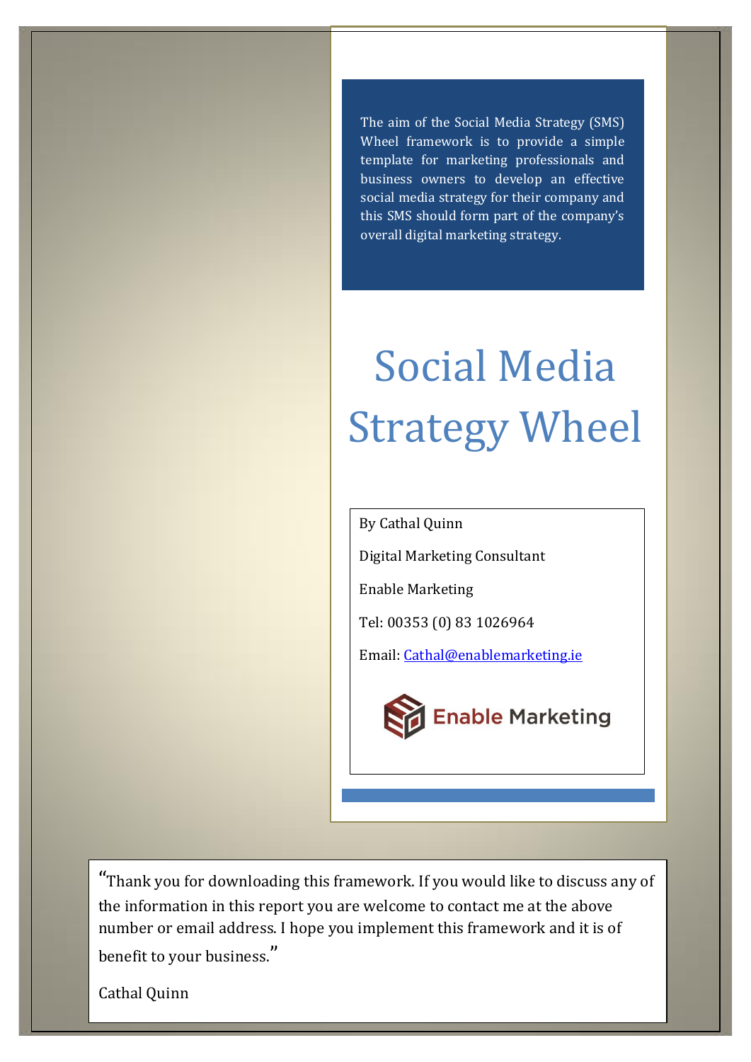The aim of the Social Media Strategy (SMS) Wheel framework is to provide a simple template for marketing professionals and business owners to develop an effective social media strategy for their company and this SMS should form part of the company's overall digital marketing strategy.

# Social Media Strategy Wheel

By Cathal Quinn

Digital Marketing Consultant

Enable Marketing

Tel: 00353 (0) 83 1026964

Email: Cathal@enablemarketing.ie

Enable Marketing

"Thank you for downloading this framework. If you would like to discuss any of the information in this report you are welcome to contact me at the above number or email address. I hope you implement this framework and it is of benefit to your business."

Cathal Quinn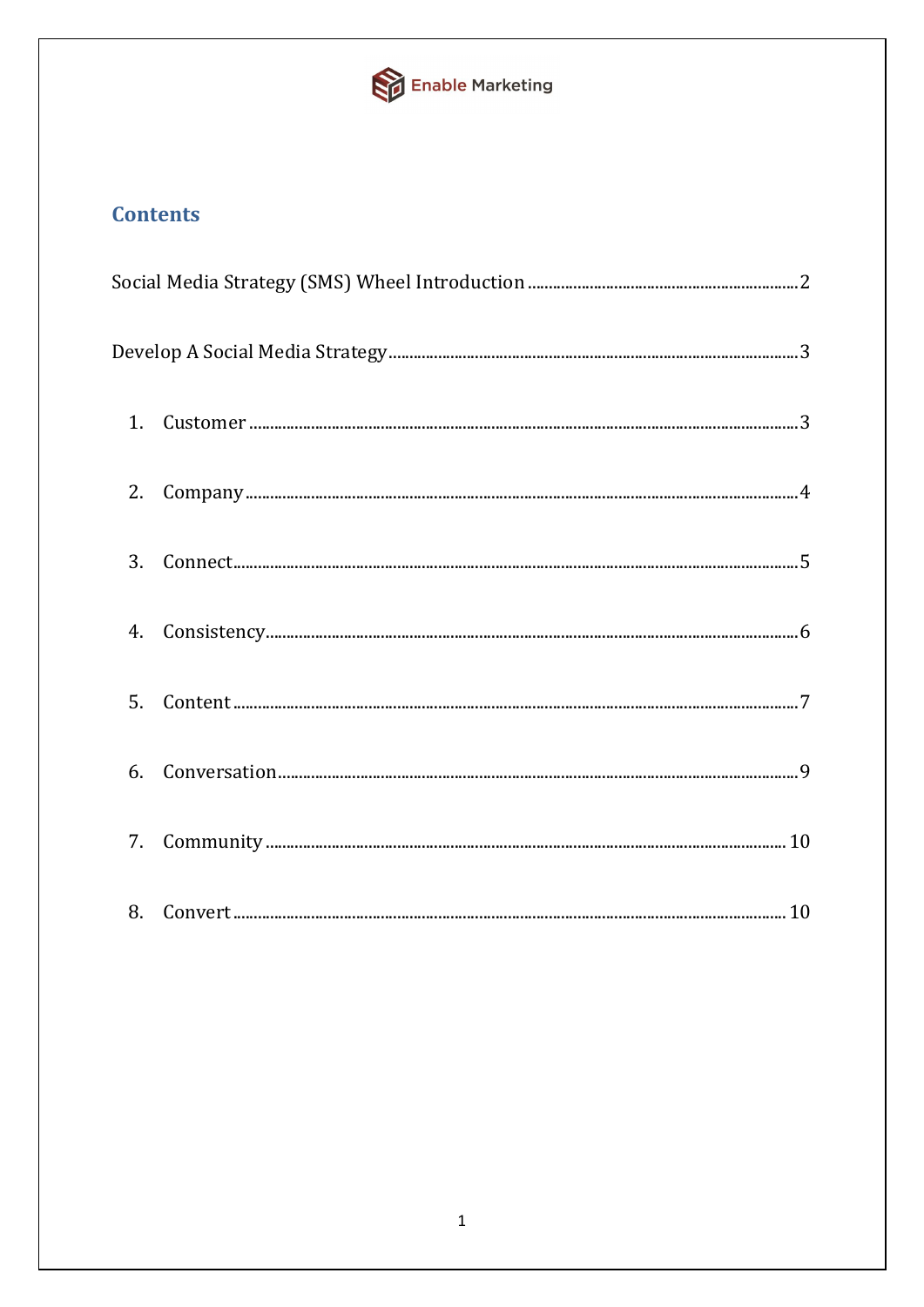## Contents

Social Media Strategy (SMS) Wheel Introduction ........ 2

Develop A Social Media Strategy ........ 3

1. Customer ........ 3
2. Company ........ 4
3. Connect ........ 5
4. Consistency ........ 6
5. Content ........ 7
6. Conversation ........ 9
7. Community ........ 10
8. Convert ........ 10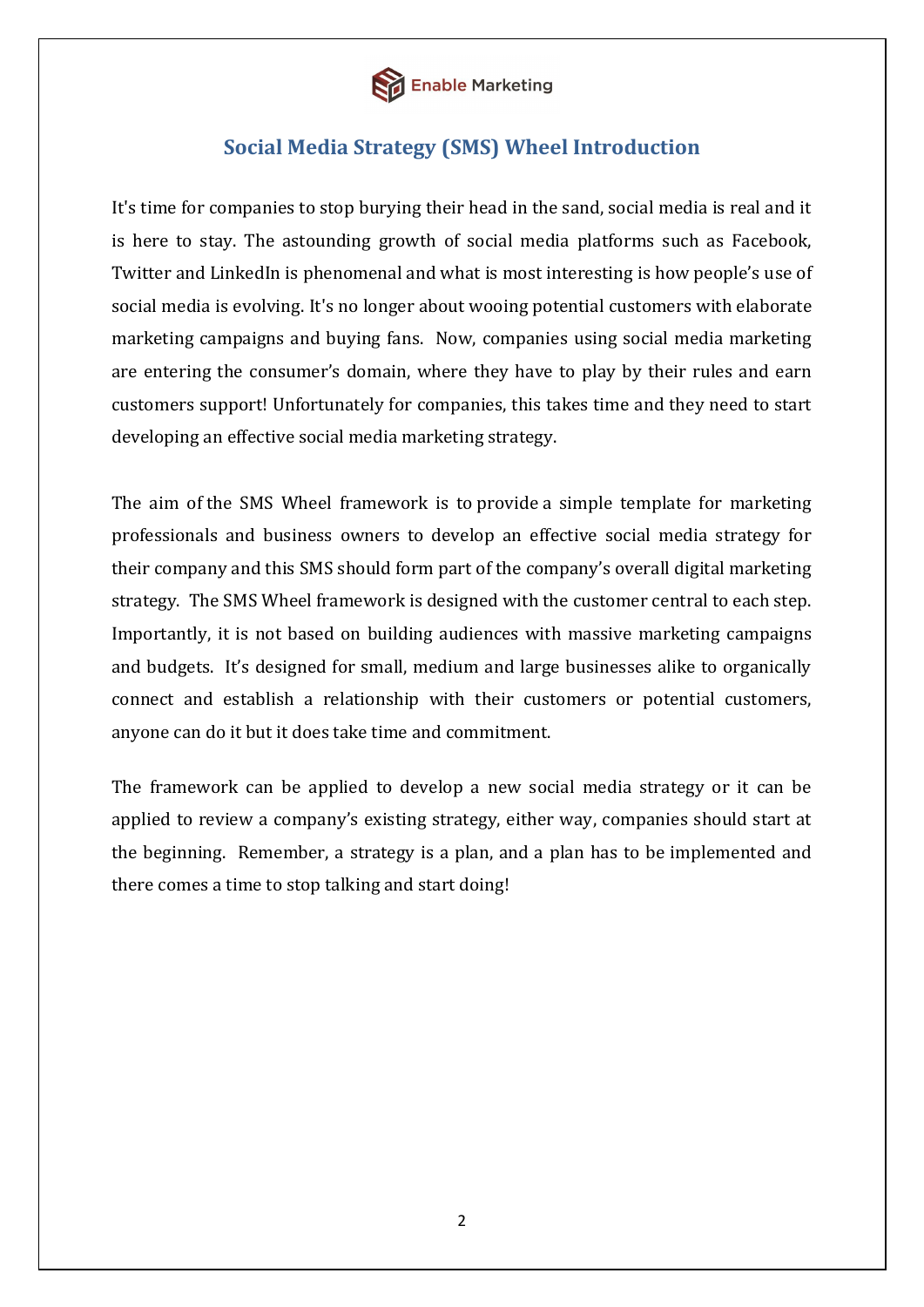## Social Media Strategy (SMS) Wheel Introduction

It's time for companies to stop burying their head in the sand, social media is real and it is here to stay. The astounding growth of social media platforms such as Facebook, Twitter and LinkedIn is phenomenal and what is most interesting is how people's use of social media is evolving. It's no longer about wooing potential customers with elaborate marketing campaigns and buying fans. Now, companies using social media marketing are entering the consumer's domain, where they have to play by their rules and earn customers support! Unfortunately for companies, this takes time and they need to start developing an effective social media marketing strategy.

The aim of the SMS Wheel framework is to provide a simple template for marketing professionals and business owners to develop an effective social media strategy for their company and this SMS should form part of the company's overall digital marketing strategy. The SMS Wheel framework is designed with the customer central to each step. Importantly, it is not based on building audiences with massive marketing campaigns and budgets. It's designed for small, medium and large businesses alike to organically connect and establish a relationship with their customers or potential customers, anyone can do it but it does take time and commitment.

The framework can be applied to develop a new social media strategy or it can be applied to review a company's existing strategy, either way, companies should start at the beginning. Remember, a strategy is a plan, and a plan has to be implemented and there comes a time to stop talking and start doing!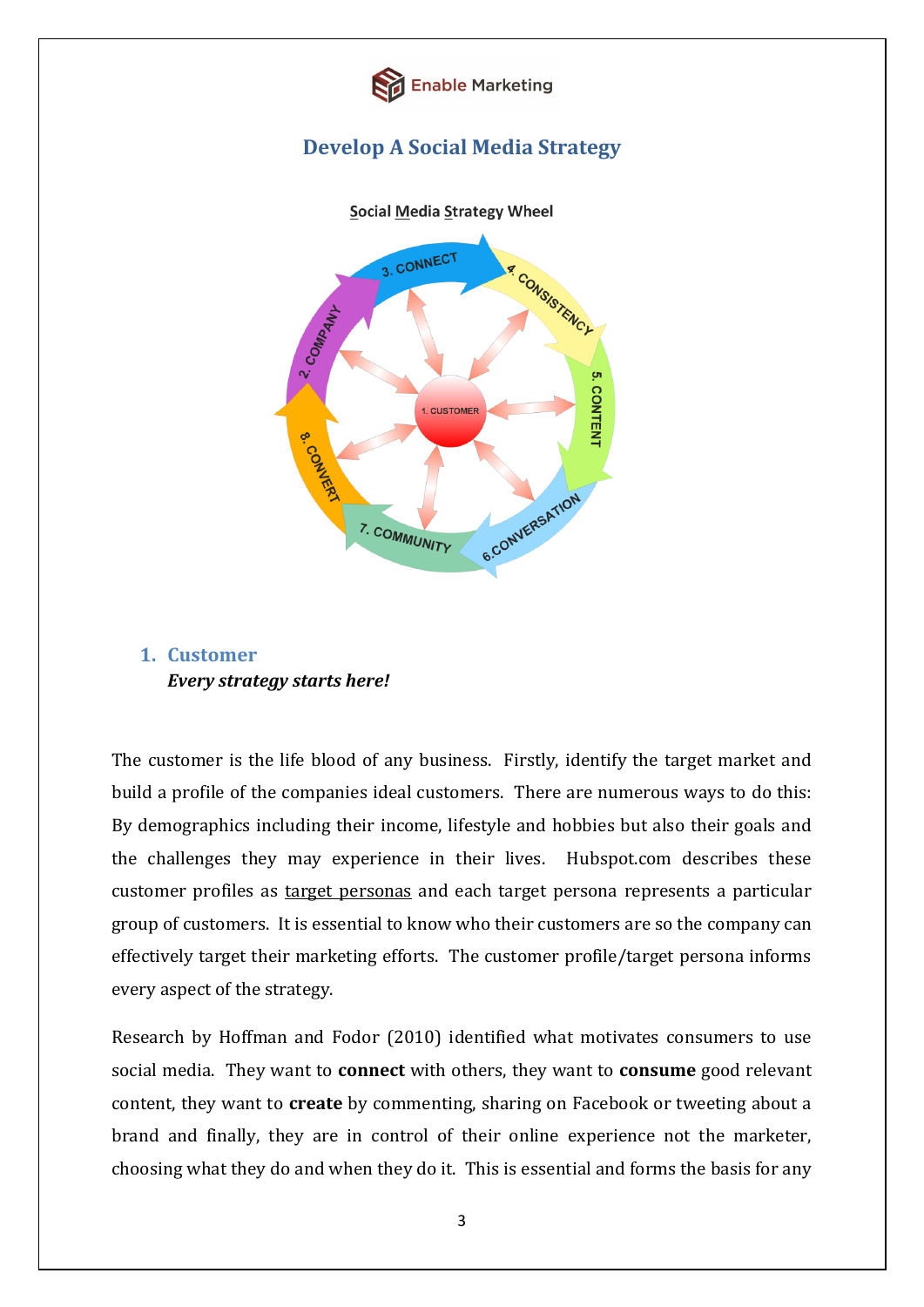# Develop A Social Media Strategy

Social Media Strategy Wheel

## 1. Customer

***Every strategy starts here!***

The customer is the life blood of any business. Firstly, identify the target market and build a profile of the companies ideal customers. There are numerous ways to do this: By demographics including their income, lifestyle and hobbies but also their goals and the challenges they may experience in their lives. Hubspot.com describes these customer profiles as target personas and each target persona represents a particular group of customers. It is essential to know who their customers are so the company can effectively target their marketing efforts. The customer profile/target persona informs every aspect of the strategy.

Research by Hoffman and Fodor (2010) identified what motivates consumers to use social media. They want to **connect** with others, they want to **consume** good relevant content, they want to **create** by commenting, sharing on Facebook or tweeting about a brand and finally, they are in control of their online experience not the marketer, choosing what they do and when they do it. This is essential and forms the basis for any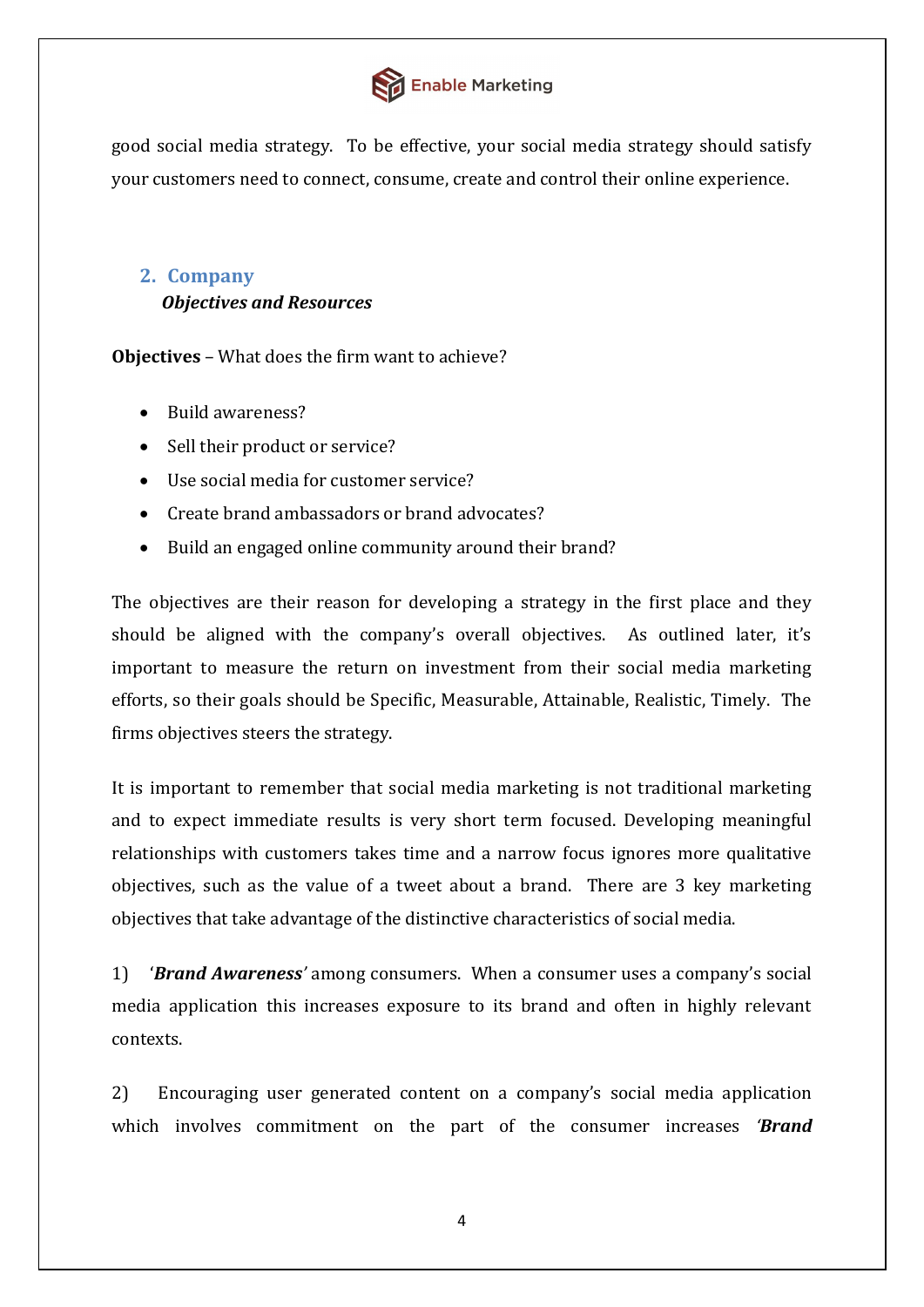good social media strategy. To be effective, your social media strategy should satisfy your customers need to connect, consume, create and control their online experience.

## 2. Company

### *Objectives and Resources*

**Objectives** – What does the firm want to achieve?

- Build awareness?
- Sell their product or service?
- Use social media for customer service?
- Create brand ambassadors or brand advocates?
- Build an engaged online community around their brand?

The objectives are their reason for developing a strategy in the first place and they should be aligned with the company's overall objectives. As outlined later, it's important to measure the return on investment from their social media marketing efforts, so their goals should be Specific, Measurable, Attainable, Realistic, Timely. The firms objectives steers the strategy.

It is important to remember that social media marketing is not traditional marketing and to expect immediate results is very short term focused. Developing meaningful relationships with customers takes time and a narrow focus ignores more qualitative objectives, such as the value of a tweet about a brand. There are 3 key marketing objectives that take advantage of the distinctive characteristics of social media.

1) '***Brand Awareness***' among consumers. When a consumer uses a company's social media application this increases exposure to its brand and often in highly relevant contexts.

2) Encouraging user generated content on a company's social media application which involves commitment on the part of the consumer increases ***'Brand***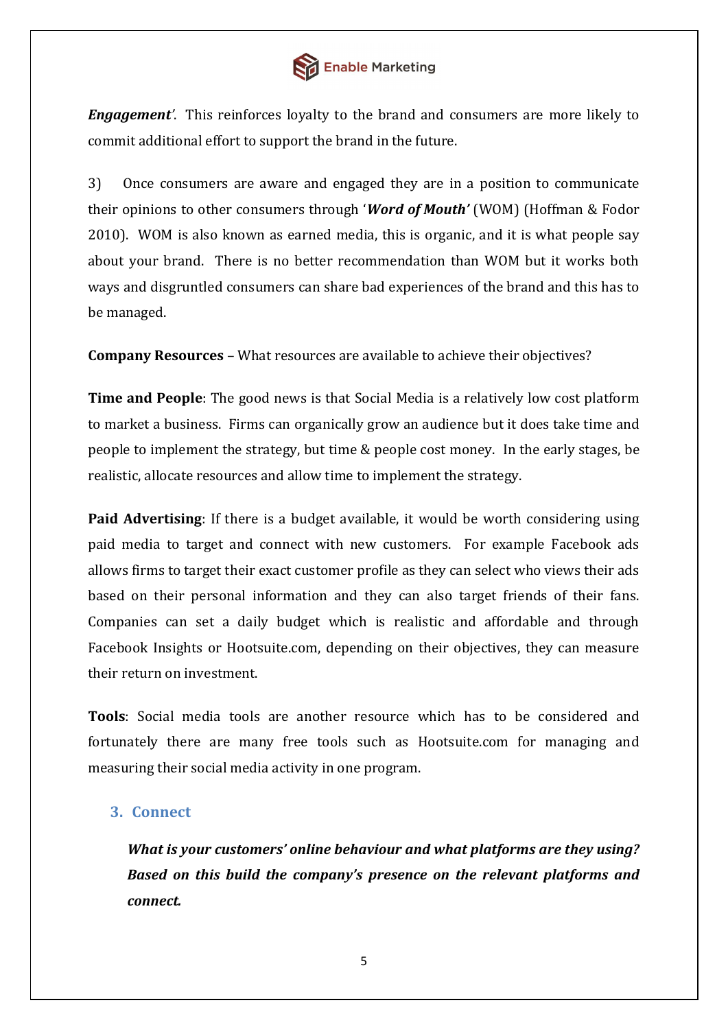***Engagement***'. This reinforces loyalty to the brand and consumers are more likely to commit additional effort to support the brand in the future.

3) Once consumers are aware and engaged they are in a position to communicate their opinions to other consumers through '***Word of Mouth'*** (WOM) (Hoffman & Fodor 2010). WOM is also known as earned media, this is organic, and it is what people say about your brand. There is no better recommendation than WOM but it works both ways and disgruntled consumers can share bad experiences of the brand and this has to be managed.

**Company Resources** – What resources are available to achieve their objectives?

**Time and People**: The good news is that Social Media is a relatively low cost platform to market a business. Firms can organically grow an audience but it does take time and people to implement the strategy, but time & people cost money. In the early stages, be realistic, allocate resources and allow time to implement the strategy.

**Paid Advertising**: If there is a budget available, it would be worth considering using paid media to target and connect with new customers. For example Facebook ads allows firms to target their exact customer profile as they can select who views their ads based on their personal information and they can also target friends of their fans. Companies can set a daily budget which is realistic and affordable and through Facebook Insights or Hootsuite.com, depending on their objectives, they can measure their return on investment.

**Tools**: Social media tools are another resource which has to be considered and fortunately there are many free tools such as Hootsuite.com for managing and measuring their social media activity in one program.

## 3. Connect

***What is your customers' online behaviour and what platforms are they using? Based on this build the company's presence on the relevant platforms and connect.***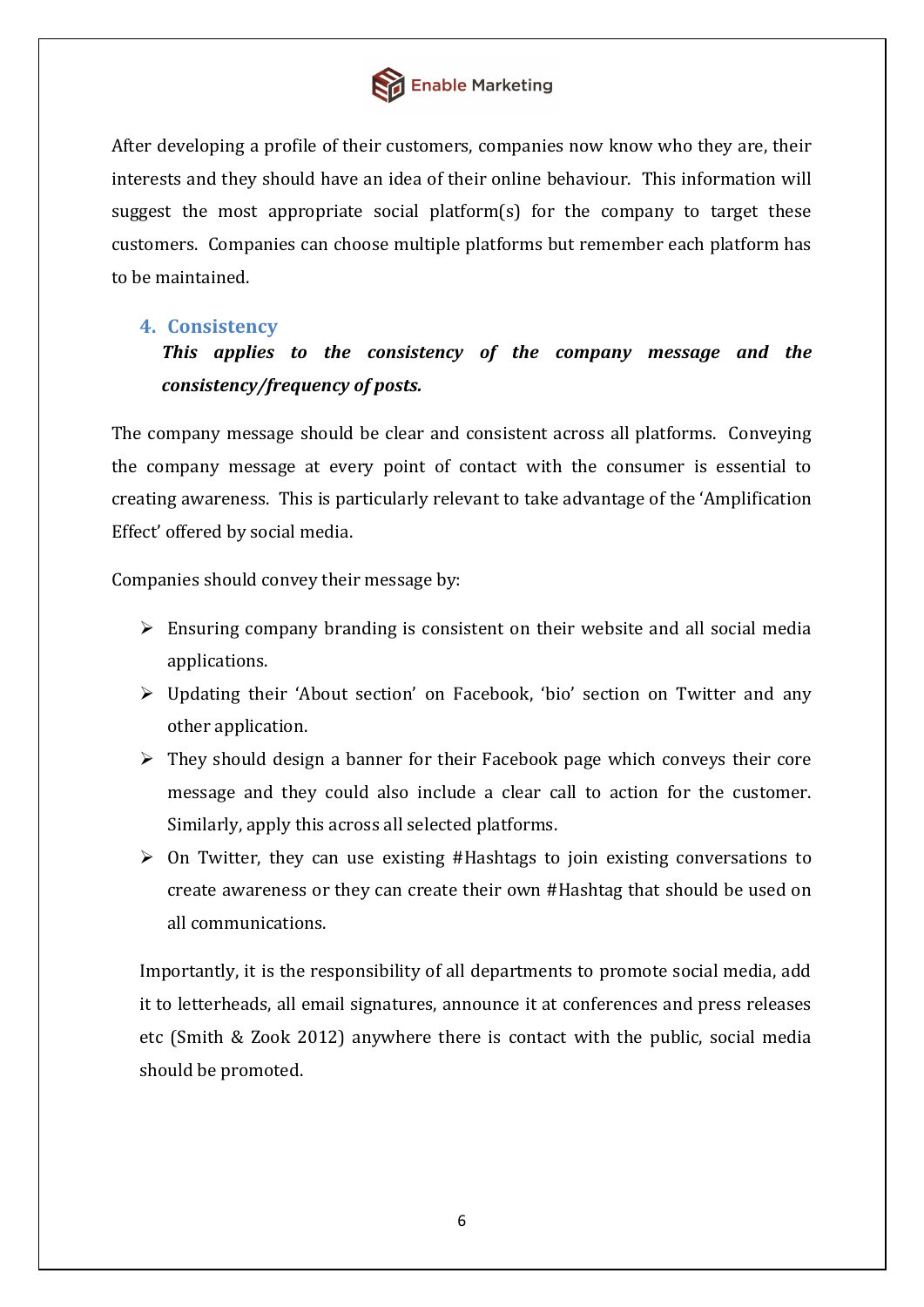After developing a profile of their customers, companies now know who they are, their interests and they should have an idea of their online behaviour. This information will suggest the most appropriate social platform(s) for the company to target these customers. Companies can choose multiple platforms but remember each platform has to be maintained.

### 4. Consistency

***This applies to the consistency of the company message and the consistency/frequency of posts.***

The company message should be clear and consistent across all platforms. Conveying the company message at every point of contact with the consumer is essential to creating awareness. This is particularly relevant to take advantage of the 'Amplification Effect' offered by social media.

Companies should convey their message by:

- Ensuring company branding is consistent on their website and all social media applications.
- Updating their 'About section' on Facebook, 'bio' section on Twitter and any other application.
- They should design a banner for their Facebook page which conveys their core message and they could also include a clear call to action for the customer. Similarly, apply this across all selected platforms.
- On Twitter, they can use existing #Hashtags to join existing conversations to create awareness or they can create their own #Hashtag that should be used on all communications.

Importantly, it is the responsibility of all departments to promote social media, add it to letterheads, all email signatures, announce it at conferences and press releases etc (Smith & Zook 2012) anywhere there is contact with the public, social media should be promoted.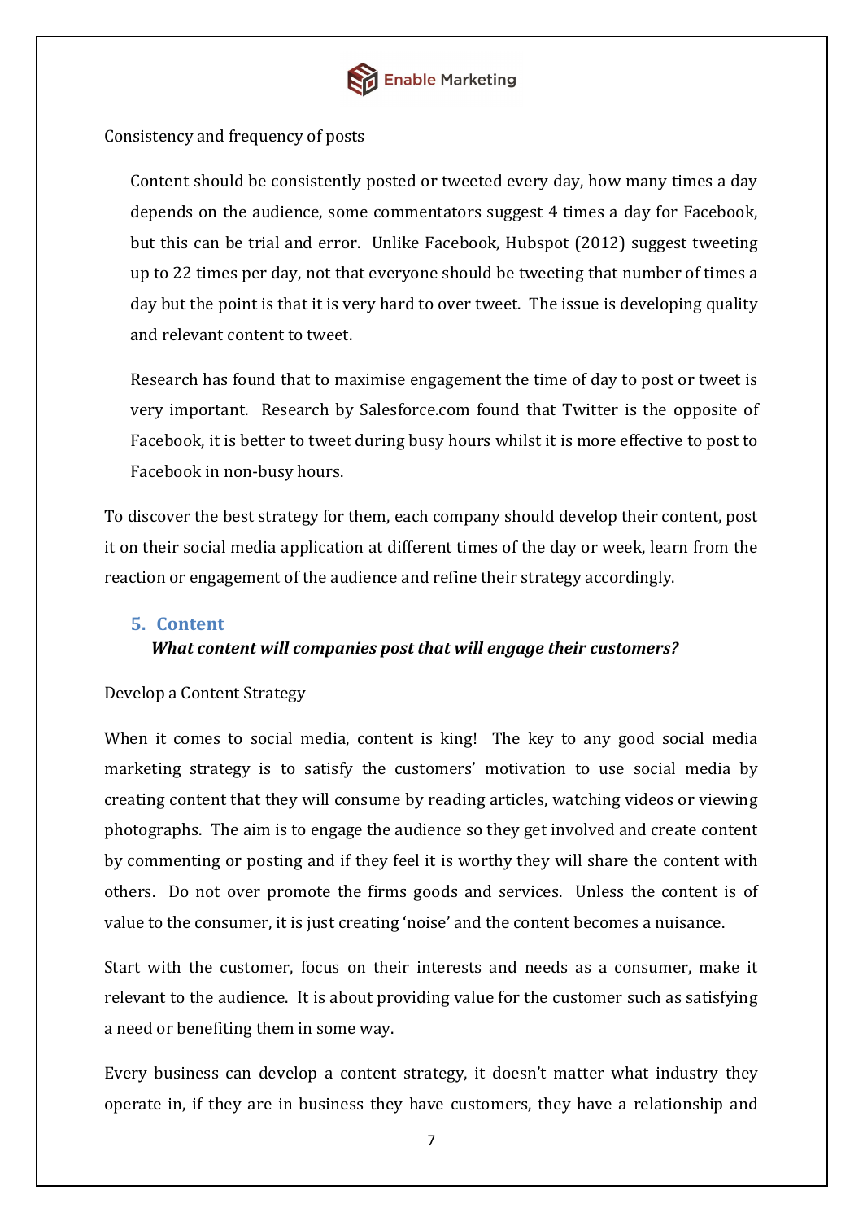Consistency and frequency of posts

> Content should be consistently posted or tweeted every day, how many times a day depends on the audience, some commentators suggest 4 times a day for Facebook, but this can be trial and error. Unlike Facebook, Hubspot (2012) suggest tweeting up to 22 times per day, not that everyone should be tweeting that number of times a day but the point is that it is very hard to over tweet. The issue is developing quality and relevant content to tweet.
>
> Research has found that to maximise engagement the time of day to post or tweet is very important. Research by Salesforce.com found that Twitter is the opposite of Facebook, it is better to tweet during busy hours whilst it is more effective to post to Facebook in non-busy hours.

To discover the best strategy for them, each company should develop their content, post it on their social media application at different times of the day or week, learn from the reaction or engagement of the audience and refine their strategy accordingly.

## 5. Content

***What content will companies post that will engage their customers?***

Develop a Content Strategy

When it comes to social media, content is king! The key to any good social media marketing strategy is to satisfy the customers' motivation to use social media by creating content that they will consume by reading articles, watching videos or viewing photographs. The aim is to engage the audience so they get involved and create content by commenting or posting and if they feel it is worthy they will share the content with others. Do not over promote the firms goods and services. Unless the content is of value to the consumer, it is just creating 'noise' and the content becomes a nuisance.

Start with the customer, focus on their interests and needs as a consumer, make it relevant to the audience. It is about providing value for the customer such as satisfying a need or benefiting them in some way.

Every business can develop a content strategy, it doesn't matter what industry they operate in, if they are in business they have customers, they have a relationship and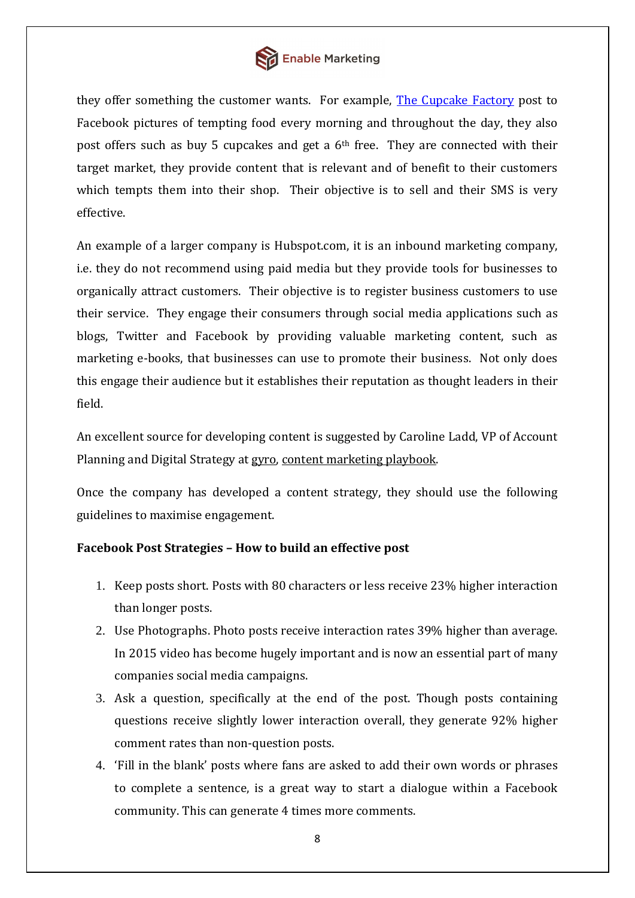they offer something the customer wants. For example, The Cupcake Factory post to Facebook pictures of tempting food every morning and throughout the day, they also post offers such as buy 5 cupcakes and get a 6th free. They are connected with their target market, they provide content that is relevant and of benefit to their customers which tempts them into their shop. Their objective is to sell and their SMS is very effective.

An example of a larger company is Hubspot.com, it is an inbound marketing company, i.e. they do not recommend using paid media but they provide tools for businesses to organically attract customers. Their objective is to register business customers to use their service. They engage their consumers through social media applications such as blogs, Twitter and Facebook by providing valuable marketing content, such as marketing e-books, that businesses can use to promote their business. Not only does this engage their audience but it establishes their reputation as thought leaders in their field.

An excellent source for developing content is suggested by Caroline Ladd, VP of Account Planning and Digital Strategy at gyro, content marketing playbook.

Once the company has developed a content strategy, they should use the following guidelines to maximise engagement.

**Facebook Post Strategies – How to build an effective post**

1. Keep posts short. Posts with 80 characters or less receive 23% higher interaction than longer posts.
2. Use Photographs. Photo posts receive interaction rates 39% higher than average. In 2015 video has become hugely important and is now an essential part of many companies social media campaigns.
3. Ask a question, specifically at the end of the post. Though posts containing questions receive slightly lower interaction overall, they generate 92% higher comment rates than non-question posts.
4. 'Fill in the blank' posts where fans are asked to add their own words or phrases to complete a sentence, is a great way to start a dialogue within a Facebook community. This can generate 4 times more comments.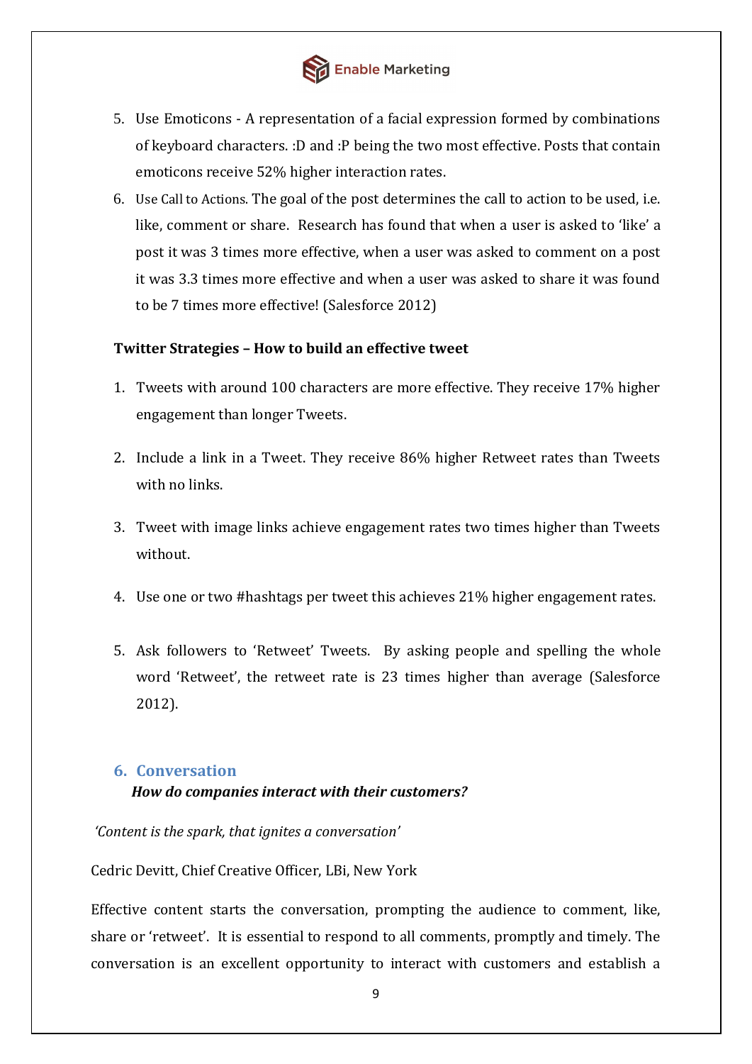5. Use Emoticons - A representation of a facial expression formed by combinations of keyboard characters. :D and :P being the two most effective. Posts that contain emoticons receive 52% higher interaction rates.
6. Use Call to Actions. The goal of the post determines the call to action to be used, i.e. like, comment or share. Research has found that when a user is asked to 'like' a post it was 3 times more effective, when a user was asked to comment on a post it was 3.3 times more effective and when a user was asked to share it was found to be 7 times more effective! (Salesforce 2012)

**Twitter Strategies – How to build an effective tweet**

1. Tweets with around 100 characters are more effective. They receive 17% higher engagement than longer Tweets.
2. Include a link in a Tweet. They receive 86% higher Retweet rates than Tweets with no links.
3. Tweet with image links achieve engagement rates two times higher than Tweets without.
4. Use one or two #hashtags per tweet this achieves 21% higher engagement rates.
5. Ask followers to 'Retweet' Tweets. By asking people and spelling the whole word 'Retweet', the retweet rate is 23 times higher than average (Salesforce 2012).

## 6. Conversation

***How do companies interact with their customers?***

*'Content is the spark, that ignites a conversation'*

Cedric Devitt, Chief Creative Officer, LBi, New York

Effective content starts the conversation, prompting the audience to comment, like, share or 'retweet'. It is essential to respond to all comments, promptly and timely. The conversation is an excellent opportunity to interact with customers and establish a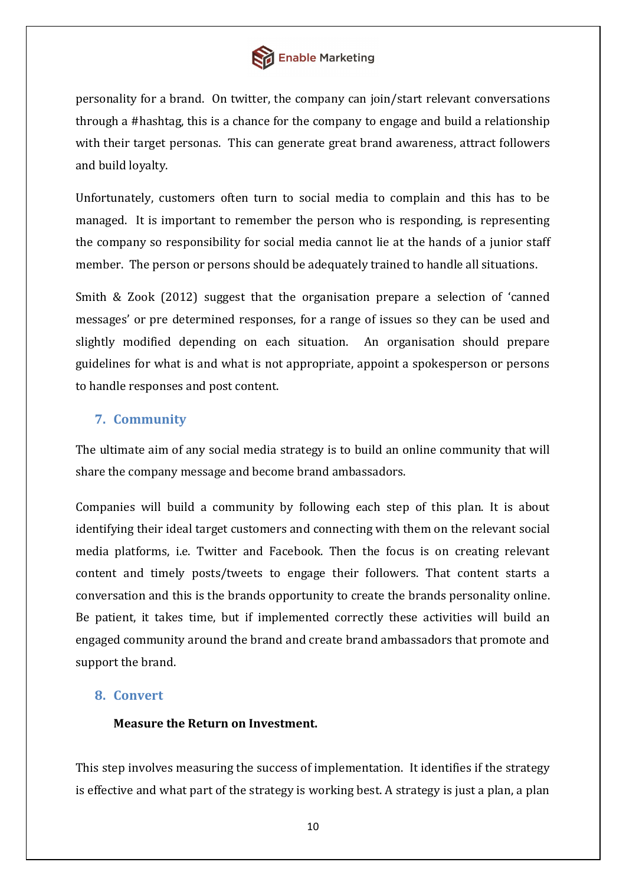personality for a brand. On twitter, the company can join/start relevant conversations through a #hashtag, this is a chance for the company to engage and build a relationship with their target personas. This can generate great brand awareness, attract followers and build loyalty.

Unfortunately, customers often turn to social media to complain and this has to be managed. It is important to remember the person who is responding, is representing the company so responsibility for social media cannot lie at the hands of a junior staff member. The person or persons should be adequately trained to handle all situations.

Smith & Zook (2012) suggest that the organisation prepare a selection of 'canned messages' or pre determined responses, for a range of issues so they can be used and slightly modified depending on each situation. An organisation should prepare guidelines for what is and what is not appropriate, appoint a spokesperson or persons to handle responses and post content.

## 7. Community

The ultimate aim of any social media strategy is to build an online community that will share the company message and become brand ambassadors.

Companies will build a community by following each step of this plan. It is about identifying their ideal target customers and connecting with them on the relevant social media platforms, i.e. Twitter and Facebook. Then the focus is on creating relevant content and timely posts/tweets to engage their followers. That content starts a conversation and this is the brands opportunity to create the brands personality online. Be patient, it takes time, but if implemented correctly these activities will build an engaged community around the brand and create brand ambassadors that promote and support the brand.

## 8. Convert

**Measure the Return on Investment.**

This step involves measuring the success of implementation. It identifies if the strategy is effective and what part of the strategy is working best. A strategy is just a plan, a plan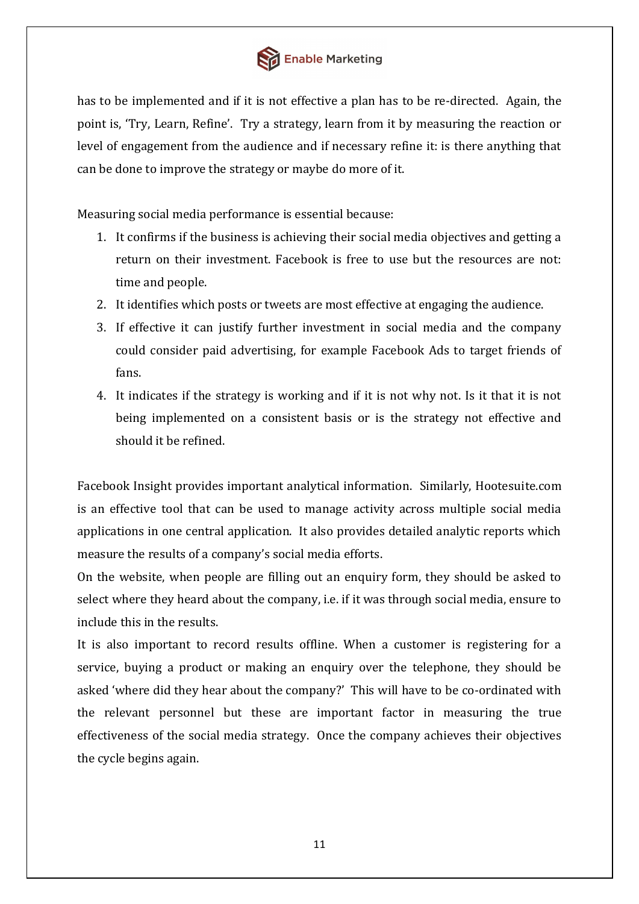has to be implemented and if it is not effective a plan has to be re-directed. Again, the point is, 'Try, Learn, Refine'. Try a strategy, learn from it by measuring the reaction or level of engagement from the audience and if necessary refine it: is there anything that can be done to improve the strategy or maybe do more of it.

Measuring social media performance is essential because:

1. It confirms if the business is achieving their social media objectives and getting a return on their investment. Facebook is free to use but the resources are not: time and people.
2. It identifies which posts or tweets are most effective at engaging the audience.
3. If effective it can justify further investment in social media and the company could consider paid advertising, for example Facebook Ads to target friends of fans.
4. It indicates if the strategy is working and if it is not why not. Is it that it is not being implemented on a consistent basis or is the strategy not effective and should it be refined.

Facebook Insight provides important analytical information. Similarly, Hootesuite.com is an effective tool that can be used to manage activity across multiple social media applications in one central application. It also provides detailed analytic reports which measure the results of a company's social media efforts.

On the website, when people are filling out an enquiry form, they should be asked to select where they heard about the company, i.e. if it was through social media, ensure to include this in the results.

It is also important to record results offline. When a customer is registering for a service, buying a product or making an enquiry over the telephone, they should be asked 'where did they hear about the company?' This will have to be co-ordinated with the relevant personnel but these are important factor in measuring the true effectiveness of the social media strategy. Once the company achieves their objectives the cycle begins again.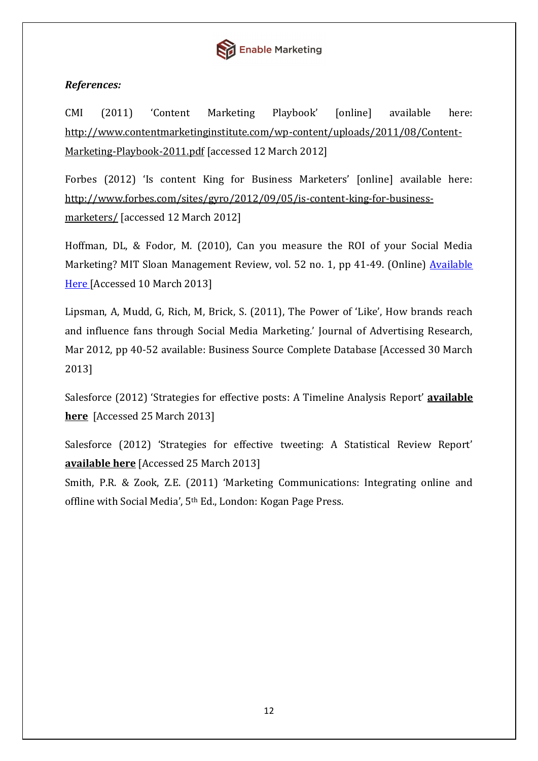***References:***

CMI (2011) 'Content Marketing Playbook' [online] available here: http://www.contentmarketinginstitute.com/wp-content/uploads/2011/08/Content-Marketing-Playbook-2011.pdf [accessed 12 March 2012]

Forbes (2012) 'Is content King for Business Marketers' [online] available here: http://www.forbes.com/sites/gyro/2012/09/05/is-content-king-for-business-marketers/ [accessed 12 March 2012]

Hoffman, DL, & Fodor, M. (2010), Can you measure the ROI of your Social Media Marketing? MIT Sloan Management Review, vol. 52 no. 1, pp 41-49. (Online) Available Here [Accessed 10 March 2013]

Lipsman, A, Mudd, G, Rich, M, Brick, S. (2011), The Power of 'Like', How brands reach and influence fans through Social Media Marketing.' Journal of Advertising Research, Mar 2012, pp 40-52 available: Business Source Complete Database [Accessed 30 March 2013]

Salesforce (2012) 'Strategies for effective posts: A Timeline Analysis Report' **available here** [Accessed 25 March 2013]

Salesforce (2012) 'Strategies for effective tweeting: A Statistical Review Report' **available here** [Accessed 25 March 2013]

Smith, P.R. & Zook, Z.E. (2011) 'Marketing Communications: Integrating online and offline with Social Media', 5th Ed., London: Kogan Page Press.